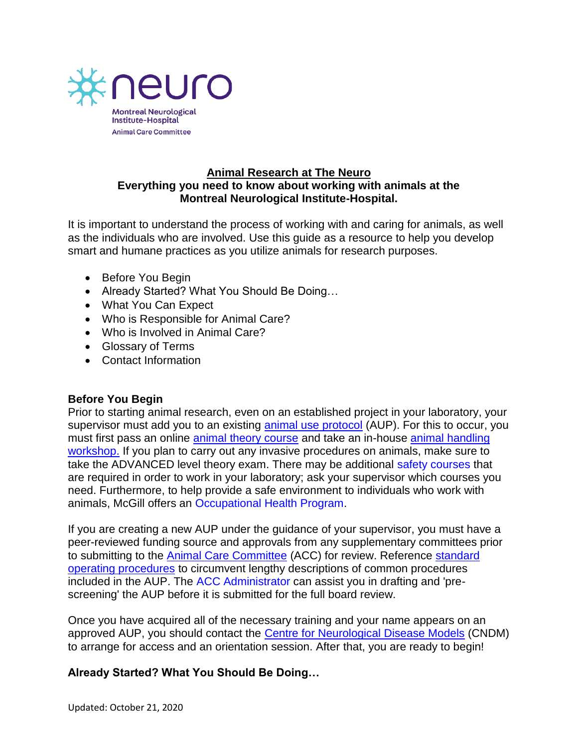neuro

Montreal Neurological Institute-Hospital

Animal Care Committee

# Animal Research at The Neuro

**Everything you need to know about working with animals at the Montreal Neurological Institute-Hospital.**

It is important to understand the process of working with and caring for animals, as well as the individuals who are involved. Use this guide as a resource to help you develop smart and humane practices as you utilize animals for research purposes.

- Before You Begin
- Already Started? What You Should Be Doing…
- What You Can Expect
- Who is Responsible for Animal Care?
- Who is Involved in Animal Care?
- Glossary of Terms
- Contact Information

## Before You Begin

Prior to starting animal research, even on an established project in your laboratory, your supervisor must add you to an existing animal use protocol (AUP). For this to occur, you must first pass an online animal theory course and take an in-house animal handling workshop. If you plan to carry out any invasive procedures on animals, make sure to take the ADVANCED level theory exam. There may be additional safety courses that are required in order to work in your laboratory; ask your supervisor which courses you need. Furthermore, to help provide a safe environment to individuals who work with animals, McGill offers an Occupational Health Program.

If you are creating a new AUP under the guidance of your supervisor, you must have a peer-reviewed funding source and approvals from any supplementary committees prior to submitting to the Animal Care Committee (ACC) for review. Reference standard operating procedures to circumvent lengthy descriptions of common procedures included in the AUP. The ACC Administrator can assist you in drafting and 'pre-screening' the AUP before it is submitted for the full board review.

Once you have acquired all of the necessary training and your name appears on an approved AUP, you should contact the Centre for Neurological Disease Models (CNDM) to arrange for access and an orientation session. After that, you are ready to begin!

## Already Started? What You Should Be Doing…

Updated: October 21, 2020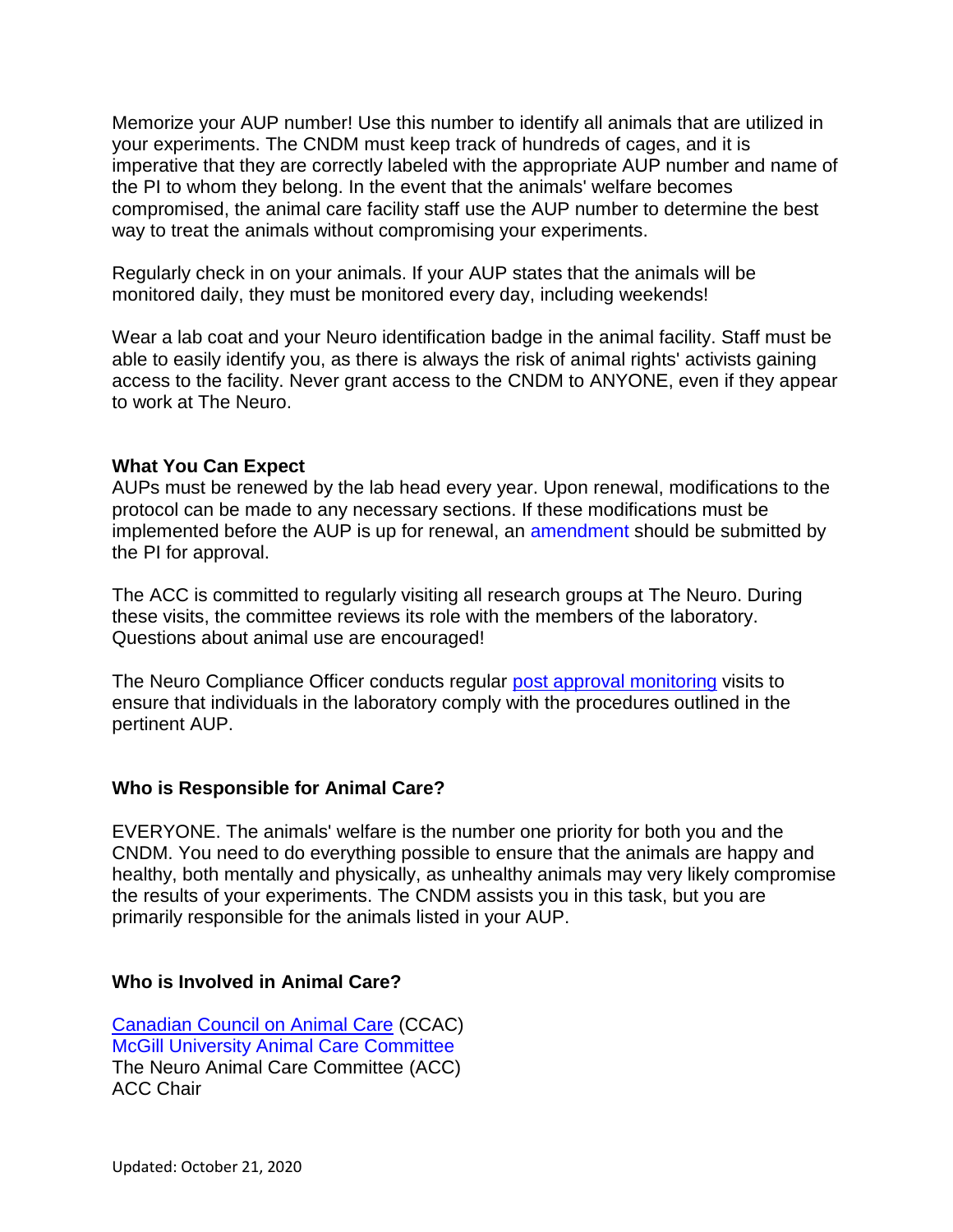Memorize your AUP number! Use this number to identify all animals that are utilized in your experiments. The CNDM must keep track of hundreds of cages, and it is imperative that they are correctly labeled with the appropriate AUP number and name of the PI to whom they belong. In the event that the animals' welfare becomes compromised, the animal care facility staff use the AUP number to determine the best way to treat the animals without compromising your experiments.

Regularly check in on your animals. If your AUP states that the animals will be monitored daily, they must be monitored every day, including weekends!

Wear a lab coat and your Neuro identification badge in the animal facility. Staff must be able to easily identify you, as there is always the risk of animal rights' activists gaining access to the facility. Never grant access to the CNDM to ANYONE, even if they appear to work at The Neuro.

**What You Can Expect**

AUPs must be renewed by the lab head every year. Upon renewal, modifications to the protocol can be made to any necessary sections. If these modifications must be implemented before the AUP is up for renewal, an amendment should be submitted by the PI for approval.

The ACC is committed to regularly visiting all research groups at The Neuro. During these visits, the committee reviews its role with the members of the laboratory. Questions about animal use are encouraged!

The Neuro Compliance Officer conducts regular post approval monitoring visits to ensure that individuals in the laboratory comply with the procedures outlined in the pertinent AUP.

**Who is Responsible for Animal Care?**

EVERYONE. The animals' welfare is the number one priority for both you and the CNDM. You need to do everything possible to ensure that the animals are happy and healthy, both mentally and physically, as unhealthy animals may very likely compromise the results of your experiments. The CNDM assists you in this task, but you are primarily responsible for the animals listed in your AUP.

**Who is Involved in Animal Care?**

Canadian Council on Animal Care (CCAC)
McGill University Animal Care Committee
The Neuro Animal Care Committee (ACC)
ACC Chair

Updated: October 21, 2020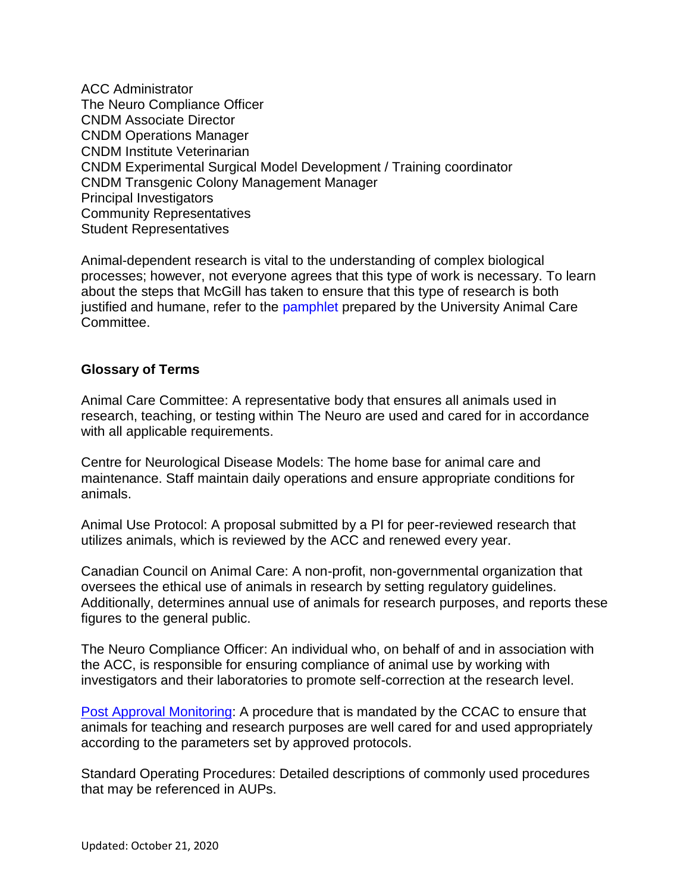ACC Administrator
The Neuro Compliance Officer
CNDM Associate Director
CNDM Operations Manager
CNDM Institute Veterinarian
CNDM Experimental Surgical Model Development / Training coordinator
CNDM Transgenic Colony Management Manager
Principal Investigators
Community Representatives
Student Representatives

Animal-dependent research is vital to the understanding of complex biological processes; however, not everyone agrees that this type of work is necessary. To learn about the steps that McGill has taken to ensure that this type of research is both justified and humane, refer to the pamphlet prepared by the University Animal Care Committee.

**Glossary of Terms**

Animal Care Committee: A representative body that ensures all animals used in research, teaching, or testing within The Neuro are used and cared for in accordance with all applicable requirements.

Centre for Neurological Disease Models: The home base for animal care and maintenance. Staff maintain daily operations and ensure appropriate conditions for animals.

Animal Use Protocol: A proposal submitted by a PI for peer-reviewed research that utilizes animals, which is reviewed by the ACC and renewed every year.

Canadian Council on Animal Care: A non-profit, non-governmental organization that oversees the ethical use of animals in research by setting regulatory guidelines. Additionally, determines annual use of animals for research purposes, and reports these figures to the general public.

The Neuro Compliance Officer: An individual who, on behalf of and in association with the ACC, is responsible for ensuring compliance of animal use by working with investigators and their laboratories to promote self-correction at the research level.

Post Approval Monitoring: A procedure that is mandated by the CCAC to ensure that animals for teaching and research purposes are well cared for and used appropriately according to the parameters set by approved protocols.

Standard Operating Procedures: Detailed descriptions of commonly used procedures that may be referenced in AUPs.

Updated: October 21, 2020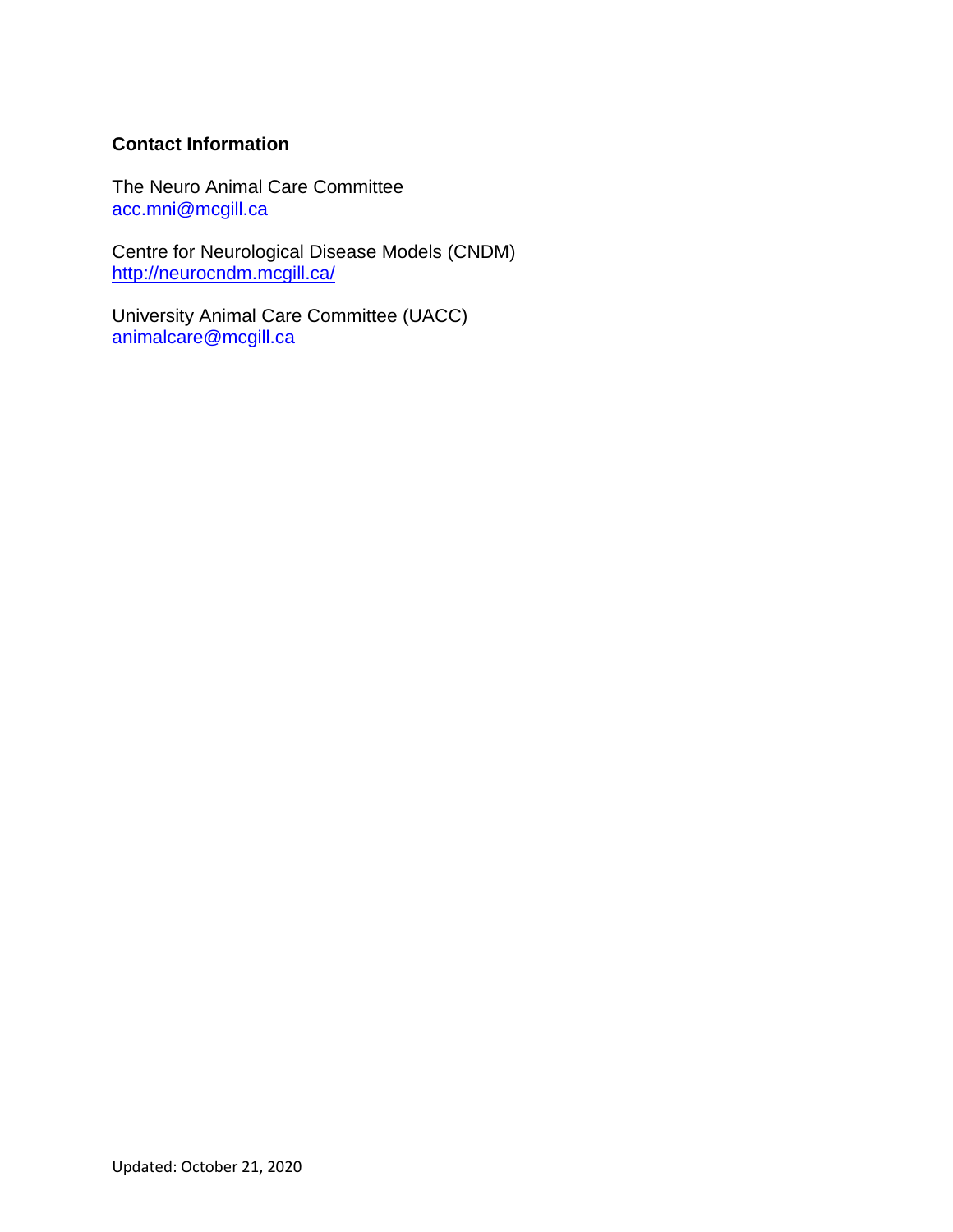### Contact Information

The Neuro Animal Care Committee
acc.mni@mcgill.ca

Centre for Neurological Disease Models (CNDM)
http://neurocndm.mcgill.ca/

University Animal Care Committee (UACC)
animalcare@mcgill.ca

Updated: October 21, 2020